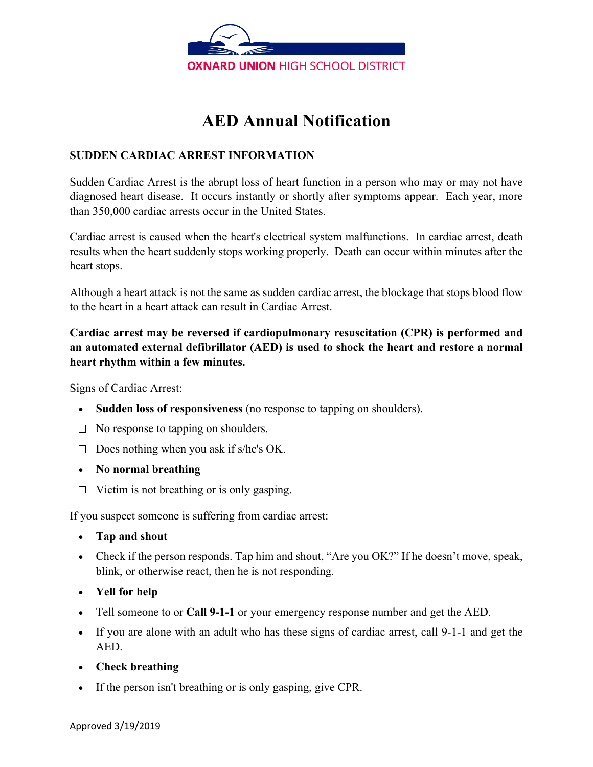OXNARD UNION HIGH SCHOOL DISTRICT

# AED Annual Notification

## SUDDEN CARDIAC ARREST INFORMATION

Sudden Cardiac Arrest is the abrupt loss of heart function in a person who may or may not have diagnosed heart disease. It occurs instantly or shortly after symptoms appear. Each year, more than 350,000 cardiac arrests occur in the United States.

Cardiac arrest is caused when the heart's electrical system malfunctions. In cardiac arrest, death results when the heart suddenly stops working properly. Death can occur within minutes after the heart stops.

Although a heart attack is not the same as sudden cardiac arrest, the blockage that stops blood flow to the heart in a heart attack can result in Cardiac Arrest.

**Cardiac arrest may be reversed if cardiopulmonary resuscitation (CPR) is performed and an automated external defibrillator (AED) is used to shock the heart and restore a normal heart rhythm within a few minutes.**

Signs of Cardiac Arrest:

- **Sudden loss of responsiveness** (no response to tapping on shoulders).
- ☐ No response to tapping on shoulders.
- ☐ Does nothing when you ask if s/he's OK.
- **No normal breathing**
- ☐ Victim is not breathing or is only gasping.

If you suspect someone is suffering from cardiac arrest:

- **Tap and shout**
- Check if the person responds. Tap him and shout, “Are you OK?” If he doesn’t move, speak, blink, or otherwise react, then he is not responding.
- **Yell for help**
- Tell someone to or **Call 9-1-1** or your emergency response number and get the AED.
- If you are alone with an adult who has these signs of cardiac arrest, call 9-1-1 and get the AED.
- **Check breathing**
- If the person isn't breathing or is only gasping, give CPR.

Approved 3/19/2019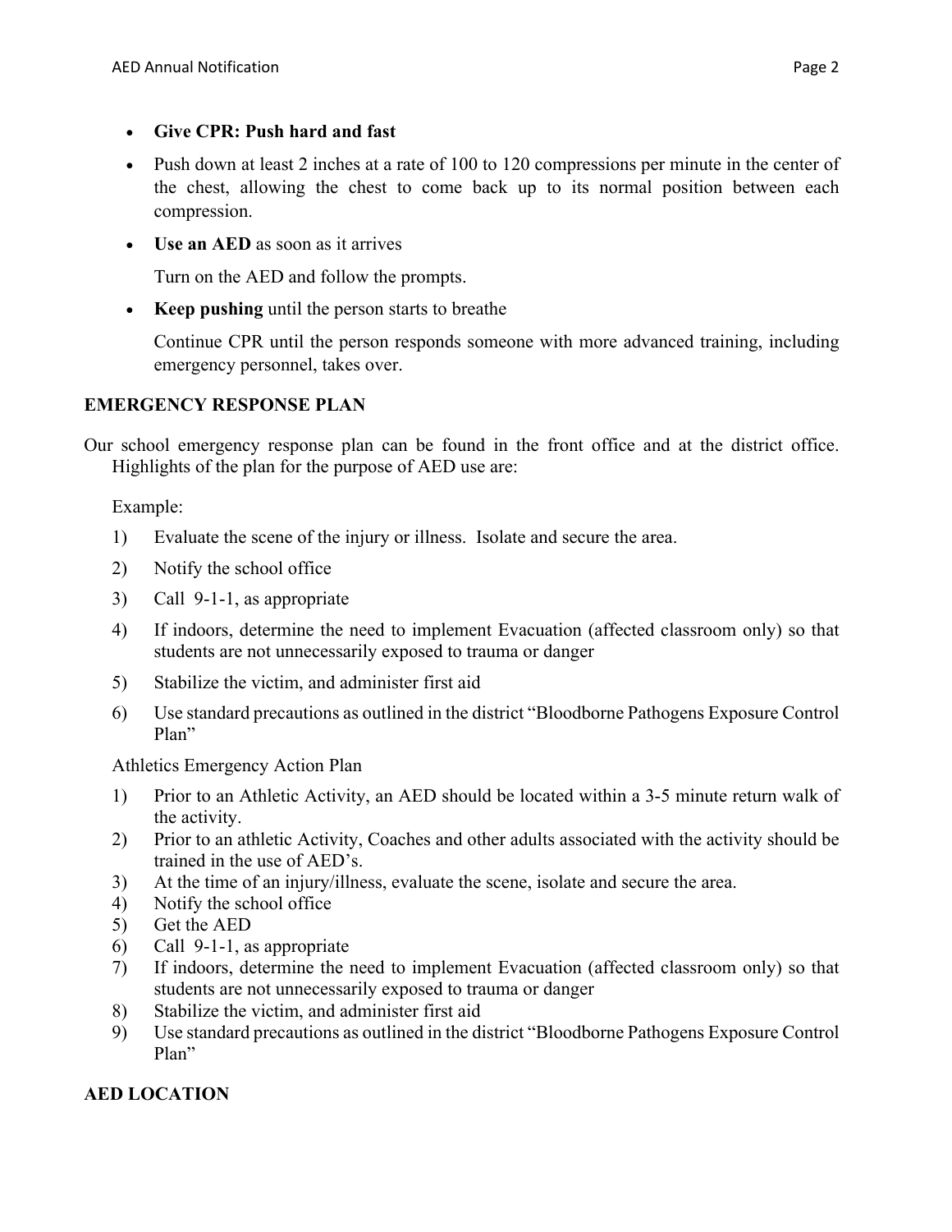- **Give CPR: Push hard and fast**
- Push down at least 2 inches at a rate of 100 to 120 compressions per minute in the center of the chest, allowing the chest to come back up to its normal position between each compression.
- **Use an AED** as soon as it arrives

  Turn on the AED and follow the prompts.
- **Keep pushing** until the person starts to breathe

  Continue CPR until the person responds someone with more advanced training, including emergency personnel, takes over.

## EMERGENCY RESPONSE PLAN

Our school emergency response plan can be found in the front office and at the district office. Highlights of the plan for the purpose of AED use are:

Example:

1) Evaluate the scene of the injury or illness. Isolate and secure the area.
2) Notify the school office
3) Call 9-1-1, as appropriate
4) If indoors, determine the need to implement Evacuation (affected classroom only) so that students are not unnecessarily exposed to trauma or danger
5) Stabilize the victim, and administer first aid
6) Use standard precautions as outlined in the district "Bloodborne Pathogens Exposure Control Plan"

Athletics Emergency Action Plan

1) Prior to an Athletic Activity, an AED should be located within a 3-5 minute return walk of the activity.
2) Prior to an athletic Activity, Coaches and other adults associated with the activity should be trained in the use of AED's.
3) At the time of an injury/illness, evaluate the scene, isolate and secure the area.
4) Notify the school office
5) Get the AED
6) Call 9-1-1, as appropriate
7) If indoors, determine the need to implement Evacuation (affected classroom only) so that students are not unnecessarily exposed to trauma or danger
8) Stabilize the victim, and administer first aid
9) Use standard precautions as outlined in the district "Bloodborne Pathogens Exposure Control Plan"

## AED LOCATION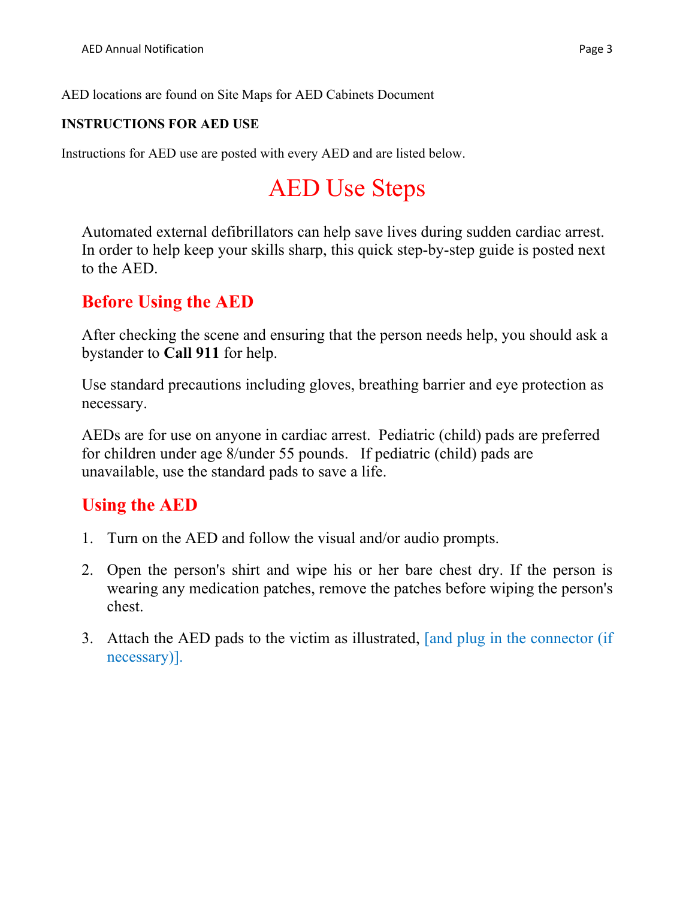AED locations are found on Site Maps for AED Cabinets Document

**INSTRUCTIONS FOR AED USE**

Instructions for AED use are posted with every AED and are listed below.

# AED Use Steps

Automated external defibrillators can help save lives during sudden cardiac arrest. In order to help keep your skills sharp, this quick step-by-step guide is posted next to the AED.

## Before Using the AED

After checking the scene and ensuring that the person needs help, you should ask a bystander to **Call 911** for help.

Use standard precautions including gloves, breathing barrier and eye protection as necessary.

AEDs are for use on anyone in cardiac arrest. Pediatric (child) pads are preferred for children under age 8/under 55 pounds. If pediatric (child) pads are unavailable, use the standard pads to save a life.

## Using the AED

1. Turn on the AED and follow the visual and/or audio prompts.
2. Open the person's shirt and wipe his or her bare chest dry. If the person is wearing any medication patches, remove the patches before wiping the person's chest.
3. Attach the AED pads to the victim as illustrated, [and plug in the connector (if necessary)].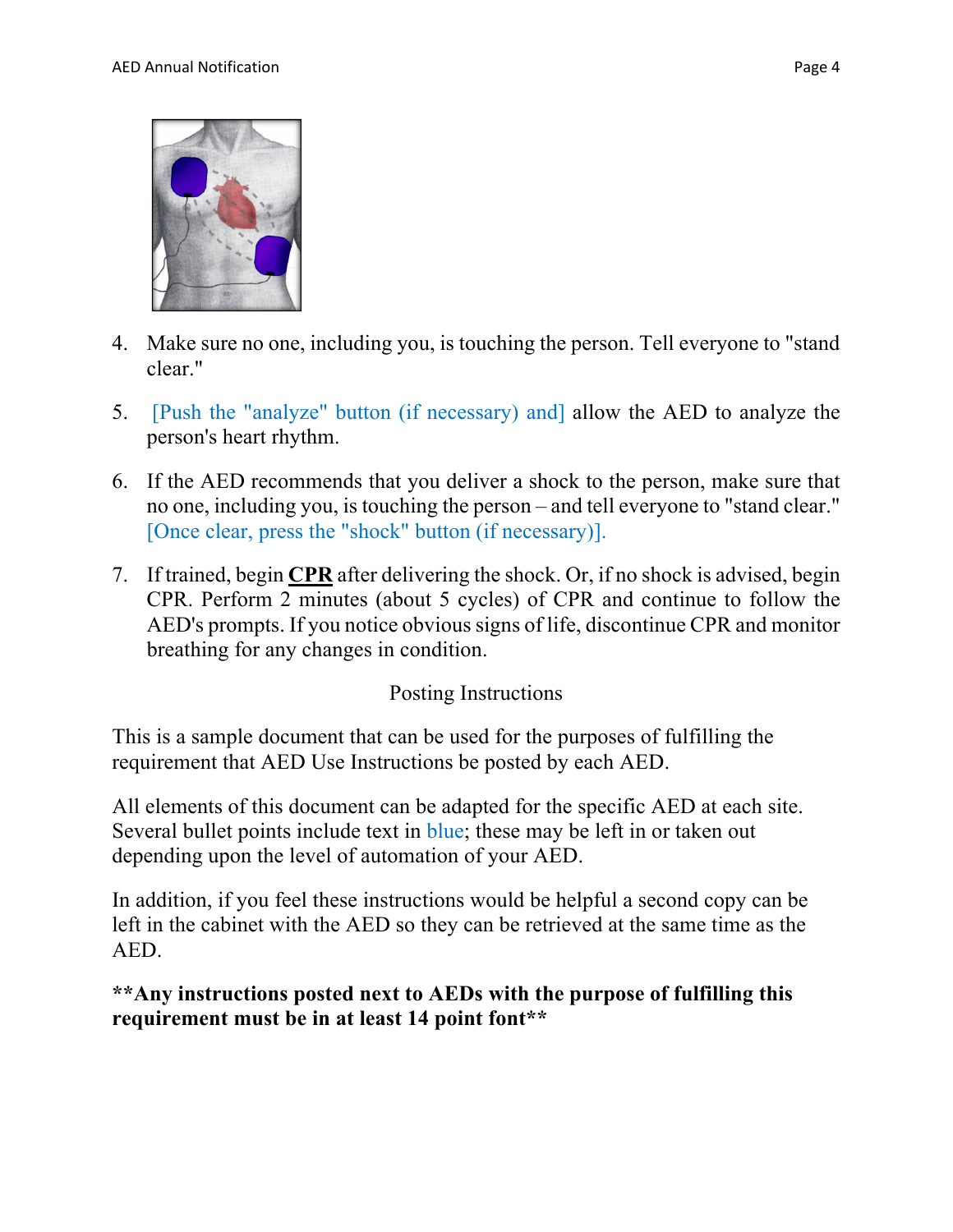4. Make sure no one, including you, is touching the person. Tell everyone to "stand clear."

5. [Push the "analyze" button (if necessary) and] allow the AED to analyze the person's heart rhythm.

6. If the AED recommends that you deliver a shock to the person, make sure that no one, including you, is touching the person – and tell everyone to "stand clear." [Once clear, press the "shock" button (if necessary)].

7. If trained, begin **CPR** after delivering the shock. Or, if no shock is advised, begin CPR. Perform 2 minutes (about 5 cycles) of CPR and continue to follow the AED's prompts. If you notice obvious signs of life, discontinue CPR and monitor breathing for any changes in condition.

Posting Instructions

This is a sample document that can be used for the purposes of fulfilling the requirement that AED Use Instructions be posted by each AED.

All elements of this document can be adapted for the specific AED at each site. Several bullet points include text in blue; these may be left in or taken out depending upon the level of automation of your AED.

In addition, if you feel these instructions would be helpful a second copy can be left in the cabinet with the AED so they can be retrieved at the same time as the AED.

**\*\*Any instructions posted next to AEDs with the purpose of fulfilling this requirement must be in at least 14 point font\*\***